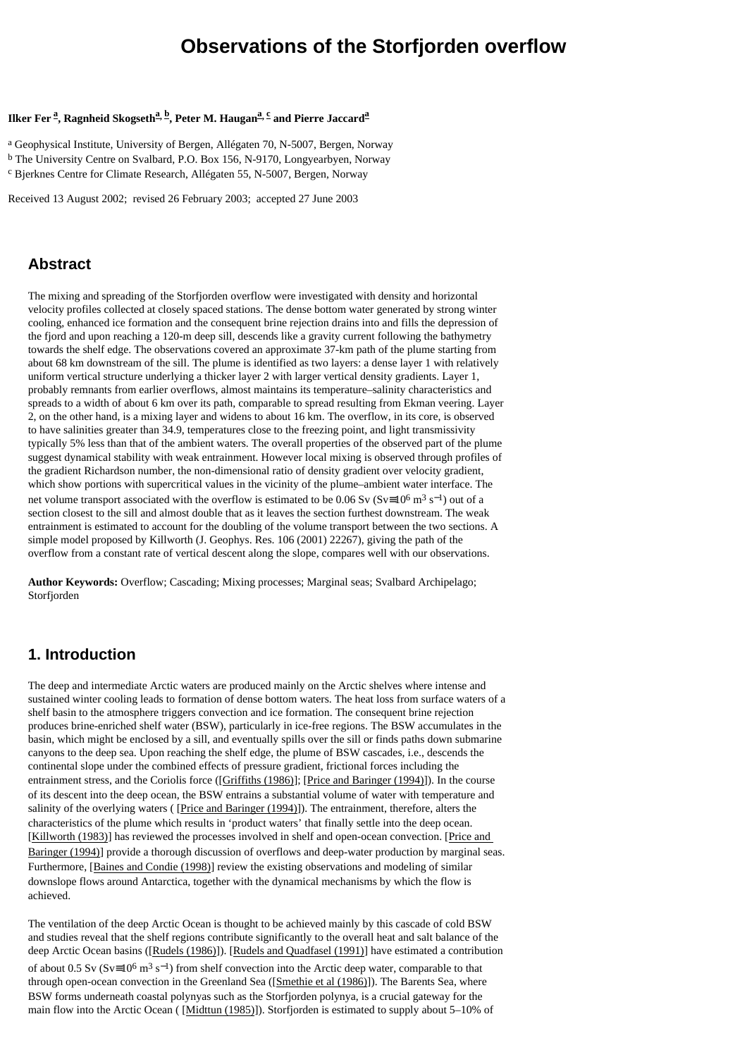# Observations of the Storfjorden overflow

**Ilker Fer [a], Ragnheid Skogseth[a, b], Peter M. Haugan[a, c] and Pierre Jaccard[a]**

[a] Geophysical Institute, University of Bergen, Allégaten 70, N-5007, Bergen, Norway
[b] The University Centre on Svalbard, P.O. Box 156, N-9170, Longyearbyen, Norway
[c] Bjerknes Centre for Climate Research, Allégaten 55, N-5007, Bergen, Norway

Received 13 August 2002; revised 26 February 2003; accepted 27 June 2003

## Abstract

The mixing and spreading of the Storfjorden overflow were investigated with density and horizontal velocity profiles collected at closely spaced stations. The dense bottom water generated by strong winter cooling, enhanced ice formation and the consequent brine rejection drains into and fills the depression of the fjord and upon reaching a 120-m deep sill, descends like a gravity current following the bathymetry towards the shelf edge. The observations covered an approximate 37-km path of the plume starting from about 68 km downstream of the sill. The plume is identified as two layers: a dense layer 1 with relatively uniform vertical structure underlying a thicker layer 2 with larger vertical density gradients. Layer 1, probably remnants from earlier overflows, almost maintains its temperature–salinity characteristics and spreads to a width of about 6 km over its path, comparable to spread resulting from Ekman veering. Layer 2, on the other hand, is a mixing layer and widens to about 16 km. The overflow, in its core, is observed to have salinities greater than 34.9, temperatures close to the freezing point, and light transmissivity typically 5% less than that of the ambient waters. The overall properties of the observed part of the plume suggest dynamical stability with weak entrainment. However local mixing is observed through profiles of the gradient Richardson number, the non-dimensional ratio of density gradient over velocity gradient, which show portions with supercritical values in the vicinity of the plume–ambient water interface. The net volume transport associated with the overflow is estimated to be 0.06 Sv (Sv≡$10^6$ $m^3$ $s^{-1}$) out of a section closest to the sill and almost double that as it leaves the section furthest downstream. The weak entrainment is estimated to account for the doubling of the volume transport between the two sections. A simple model proposed by Killworth (J. Geophys. Res. 106 (2001) 22267), giving the path of the overflow from a constant rate of vertical descent along the slope, compares well with our observations.

**Author Keywords:** Overflow; Cascading; Mixing processes; Marginal seas; Svalbard Archipelago; Storfjorden

## 1. Introduction

The deep and intermediate Arctic waters are produced mainly on the Arctic shelves where intense and sustained winter cooling leads to formation of dense bottom waters. The heat loss from surface waters of a shelf basin to the atmosphere triggers convection and ice formation. The consequent brine rejection produces brine-enriched shelf water (BSW), particularly in ice-free regions. The BSW accumulates in the basin, which might be enclosed by a sill, and eventually spills over the sill or finds paths down submarine canyons to the deep sea. Upon reaching the shelf edge, the plume of BSW cascades, i.e., descends the continental slope under the combined effects of pressure gradient, frictional forces including the entrainment stress, and the Coriolis force ([Griffiths (1986)]; [Price and Baringer (1994)]). In the course of its descent into the deep ocean, the BSW entrains a substantial volume of water with temperature and salinity of the overlying waters ( [Price and Baringer (1994)]). The entrainment, therefore, alters the characteristics of the plume which results in 'product waters' that finally settle into the deep ocean. [Killworth (1983)] has reviewed the processes involved in shelf and open-ocean convection. [Price and Baringer (1994)] provide a thorough discussion of overflows and deep-water production by marginal seas. Furthermore, [Baines and Condie (1998)] review the existing observations and modeling of similar downslope flows around Antarctica, together with the dynamical mechanisms by which the flow is achieved.

The ventilation of the deep Arctic Ocean is thought to be achieved mainly by this cascade of cold BSW and studies reveal that the shelf regions contribute significantly to the overall heat and salt balance of the deep Arctic Ocean basins ([Rudels (1986)]). [Rudels and Quadfasel (1991)] have estimated a contribution of about 0.5 Sv (Sv≡$10^6$ $m^3$ $s^{-1}$) from shelf convection into the Arctic deep water, comparable to that through open-ocean convection in the Greenland Sea ([Smethie et al (1986)]). The Barents Sea, where BSW forms underneath coastal polynyas such as the Storfjorden polynya, is a crucial gateway for the main flow into the Arctic Ocean ( [Midttun (1985)]). Storfjorden is estimated to supply about 5–10% of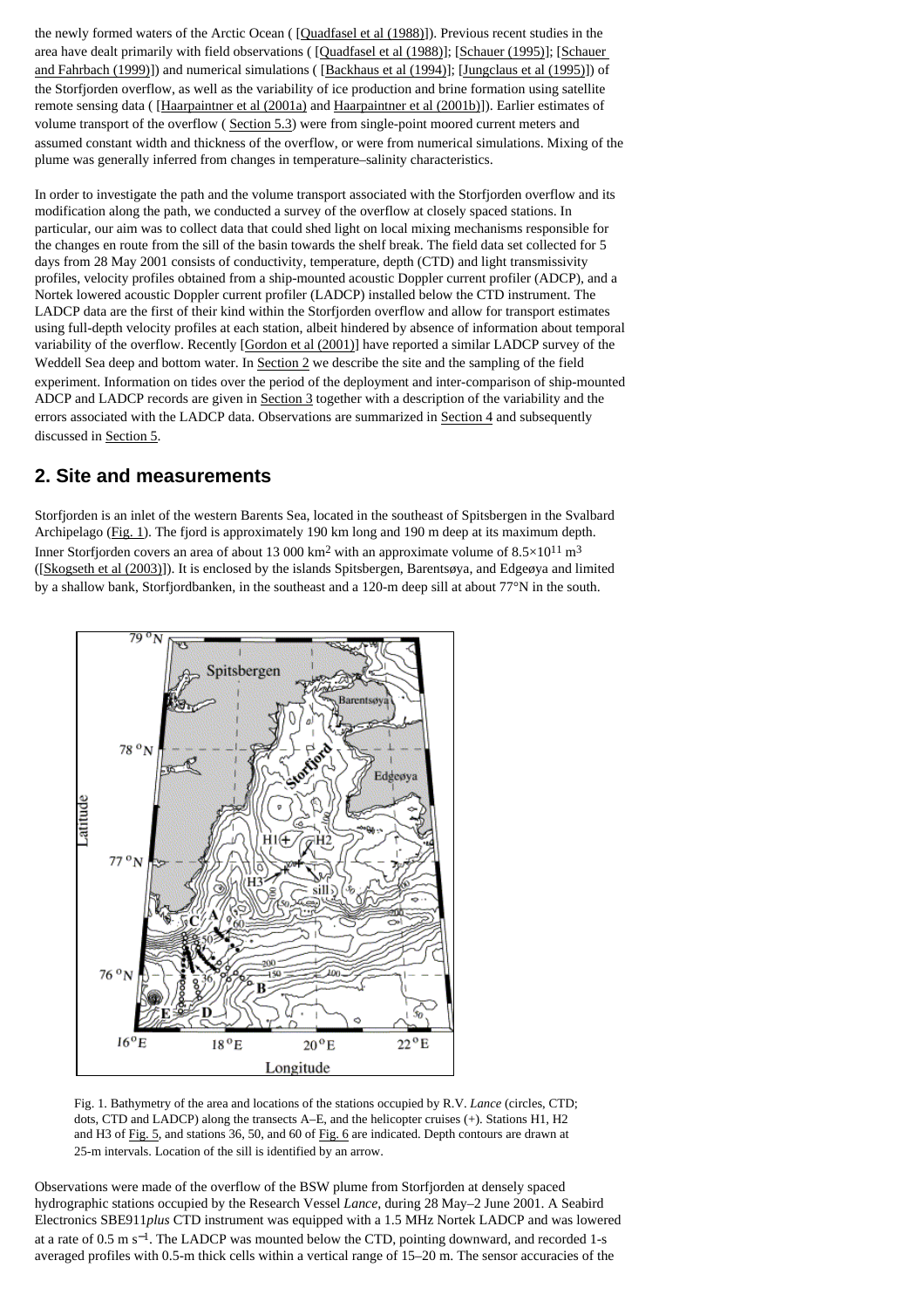the newly formed waters of the Arctic Ocean ( [Quadfasel et al (1988)]). Previous recent studies in the area have dealt primarily with field observations ( [Quadfasel et al (1988)]; [Schauer (1995)]; [Schauer and Fahrbach (1999)]) and numerical simulations ( [Backhaus et al (1994)]; [Jungclaus et al (1995)]) of the Storfjorden overflow, as well as the variability of ice production and brine formation using satellite remote sensing data ( [Haarpaintner et al (2001a) and Haarpaintner et al (2001b)]). Earlier estimates of volume transport of the overflow ( Section 5.3) were from single-point moored current meters and assumed constant width and thickness of the overflow, or were from numerical simulations. Mixing of the plume was generally inferred from changes in temperature–salinity characteristics.

In order to investigate the path and the volume transport associated with the Storfjorden overflow and its modification along the path, we conducted a survey of the overflow at closely spaced stations. In particular, our aim was to collect data that could shed light on local mixing mechanisms responsible for the changes en route from the sill of the basin towards the shelf break. The field data set collected for 5 days from 28 May 2001 consists of conductivity, temperature, depth (CTD) and light transmissivity profiles, velocity profiles obtained from a ship-mounted acoustic Doppler current profiler (ADCP), and a Nortek lowered acoustic Doppler current profiler (LADCP) installed below the CTD instrument. The LADCP data are the first of their kind within the Storfjorden overflow and allow for transport estimates using full-depth velocity profiles at each station, albeit hindered by absence of information about temporal variability of the overflow. Recently [Gordon et al (2001)] have reported a similar LADCP survey of the Weddell Sea deep and bottom water. In Section 2 we describe the site and the sampling of the field experiment. Information on tides over the period of the deployment and inter-comparison of ship-mounted ADCP and LADCP records are given in Section 3 together with a description of the variability and the errors associated with the LADCP data. Observations are summarized in Section 4 and subsequently discussed in Section 5.

## 2. Site and measurements

Storfjorden is an inlet of the western Barents Sea, located in the southeast of Spitsbergen in the Svalbard Archipelago (Fig. 1). The fjord is approximately 190 km long and 190 m deep at its maximum depth. Inner Storfjorden covers an area of about 13 000 $km^2$ with an approximate volume of $8.5\times10^{11}$ $m^3$ ([Skogseth et al (2003)]). It is enclosed by the islands Spitsbergen, Barentsøya, and Edgeøya and limited by a shallow bank, Storfjordbanken, in the southeast and a 120-m deep sill at about 77°N in the south.

Fig. 1. Bathymetry of the area and locations of the stations occupied by R.V. *Lance* (circles, CTD; dots, CTD and LADCP) along the transects A–E, and the helicopter cruises (+). Stations H1, H2 and H3 of Fig. 5, and stations 36, 50, and 60 of Fig. 6 are indicated. Depth contours are drawn at 25-m intervals. Location of the sill is identified by an arrow.

Observations were made of the overflow of the BSW plume from Storfjorden at densely spaced hydrographic stations occupied by the Research Vessel *Lance*, during 28 May–2 June 2001. A Seabird Electronics SBE911*plus* CTD instrument was equipped with a 1.5 MHz Nortek LADCP and was lowered at a rate of 0.5 m $s^{-1}$. The LADCP was mounted below the CTD, pointing downward, and recorded 1-s averaged profiles with 0.5-m thick cells within a vertical range of 15–20 m. The sensor accuracies of the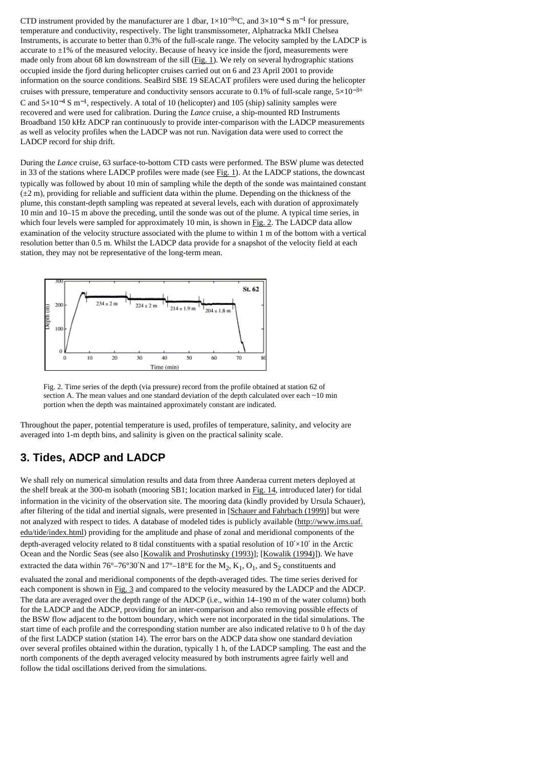CTD instrument provided by the manufacturer are 1 dbar, $1\times10^{-3}$°C, and $3\times10^{-4}$ S $m^{-1}$ for pressure, temperature and conductivity, respectively. The light transmissometer, Alphatracka MkII Chelsea Instruments, is accurate to better than 0.3% of the full-scale range. The velocity sampled by the LADCP is accurate to ±1% of the measured velocity. Because of heavy ice inside the fjord, measurements were made only from about 68 km downstream of the sill (Fig. 1). We rely on several hydrographic stations occupied inside the fjord during helicopter cruises carried out on 6 and 23 April 2001 to provide information on the source conditions. SeaBird SBE 19 SEACAT profilers were used during the helicopter cruises with pressure, temperature and conductivity sensors accurate to 0.1% of full-scale range, $5\times10^{-3}$°C and $5\times10^{-4}$ S $m^{-1}$, respectively. A total of 10 (helicopter) and 105 (ship) salinity samples were recovered and were used for calibration. During the *Lance* cruise, a ship-mounted RD Instruments Broadband 150 kHz ADCP ran continuously to provide inter-comparison with the LADCP measurements as well as velocity profiles when the LADCP was not run. Navigation data were used to correct the LADCP record for ship drift.

During the *Lance* cruise, 63 surface-to-bottom CTD casts were performed. The BSW plume was detected in 33 of the stations where LADCP profiles were made (see Fig. 1). At the LADCP stations, the downcast typically was followed by about 10 min of sampling while the depth of the sonde was maintained constant (±2 m), providing for reliable and sufficient data within the plume. Depending on the thickness of the plume, this constant-depth sampling was repeated at several levels, each with duration of approximately 10 min and 10–15 m above the preceding, until the sonde was out of the plume. A typical time series, in which four levels were sampled for approximately 10 min, is shown in Fig. 2. The LADCP data allow examination of the velocity structure associated with the plume to within 1 m of the bottom with a vertical resolution better than 0.5 m. Whilst the LADCP data provide for a snapshot of the velocity field at each station, they may not be representative of the long-term mean.

Fig. 2. Time series of the depth (via pressure) record from the profile obtained at station 62 of section A. The mean values and one standard deviation of the depth calculated over each ~10 min portion when the depth was maintained approximately constant are indicated.

Throughout the paper, potential temperature is used, profiles of temperature, salinity, and velocity are averaged into 1-m depth bins, and salinity is given on the practical salinity scale.

## 3. Tides, ADCP and LADCP

We shall rely on numerical simulation results and data from three Aanderaa current meters deployed at the shelf break at the 300-m isobath (mooring SB1; location marked in Fig. 14, introduced later) for tidal information in the vicinity of the observation site. The mooring data (kindly provided by Ursula Schauer), after filtering of the tidal and inertial signals, were presented in [Schauer and Fahrbach (1999)] but were not analyzed with respect to tides. A database of modeled tides is publicly available (http://www.ims.uaf.edu/tide/index.html) providing for the amplitude and phase of zonal and meridional components of the depth-averaged velocity related to 8 tidal constituents with a spatial resolution of 10′×10′ in the Arctic Ocean and the Nordic Seas (see also [Kowalik and Proshutinsky (1993)]; [Kowalik (1994)]). We have extracted the data within 76°–76°30′N and 17°–18°E for the $M_2$, $K_1$, $O_1$, and $S_2$ constituents and evaluated the zonal and meridional components of the depth-averaged tides. The time series derived for each component is shown in Fig. 3 and compared to the velocity measured by the LADCP and the ADCP. The data are averaged over the depth range of the ADCP (i.e., within 14–190 m of the water column) both for the LADCP and the ADCP, providing for an inter-comparison and also removing possible effects of the BSW flow adjacent to the bottom boundary, which were not incorporated in the tidal simulations. The start time of each profile and the corresponding station number are also indicated relative to 0 h of the day of the first LADCP station (station 14). The error bars on the ADCP data show one standard deviation over several profiles obtained within the duration, typically 1 h, of the LADCP sampling. The east and the north components of the depth averaged velocity measured by both instruments agree fairly well and follow the tidal oscillations derived from the simulations.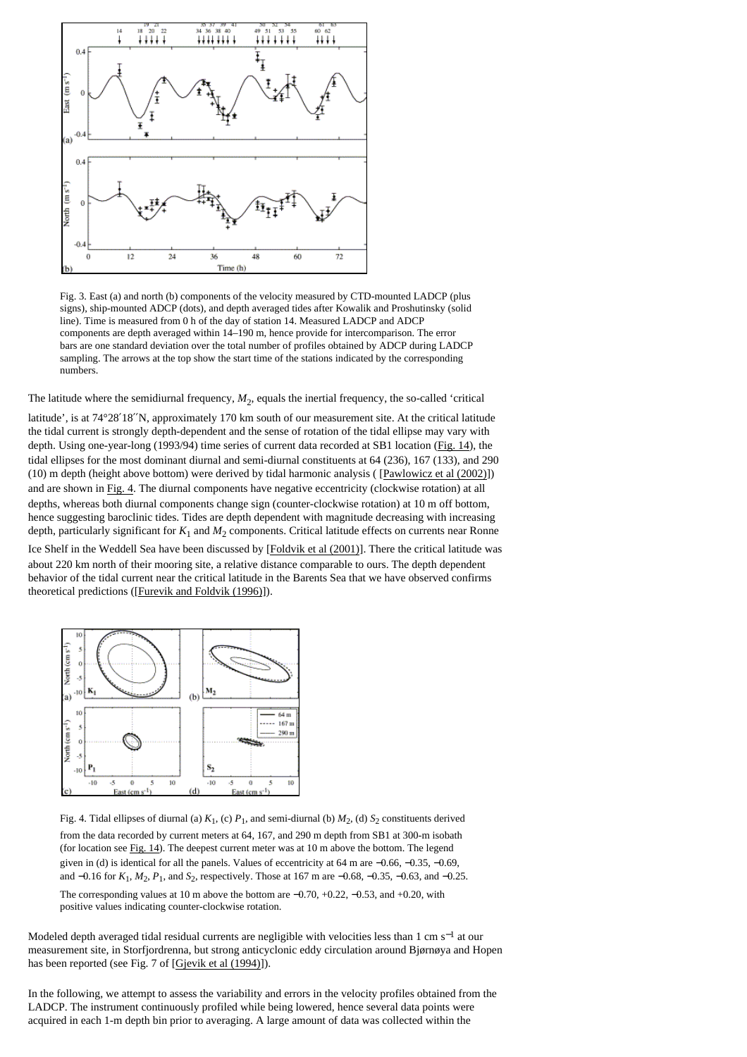Fig. 3. East (a) and north (b) components of the velocity measured by CTD-mounted LADCP (plus signs), ship-mounted ADCP (dots), and depth averaged tides after Kowalik and Proshutinsky (solid line). Time is measured from 0 h of the day of station 14. Measured LADCP and ADCP components are depth averaged within 14–190 m, hence provide for intercomparison. The error bars are one standard deviation over the total number of profiles obtained by ADCP during LADCP sampling. The arrows at the top show the start time of the stations indicated by the corresponding numbers.

The latitude where the semidiurnal frequency, $M_2$, equals the inertial frequency, the so-called 'critical latitude', is at 74°28′18′′N, approximately 170 km south of our measurement site. At the critical latitude the tidal current is strongly depth-dependent and the sense of rotation of the tidal ellipse may vary with depth. Using one-year-long (1993/94) time series of current data recorded at SB1 location (Fig. 14), the tidal ellipses for the most dominant diurnal and semi-diurnal constituents at 64 (236), 167 (133), and 290 (10) m depth (height above bottom) were derived by tidal harmonic analysis ( [Pawlowicz et al (2002)]) and are shown in Fig. 4. The diurnal components have negative eccentricity (clockwise rotation) at all depths, whereas both diurnal components change sign (counter-clockwise rotation) at 10 m off bottom, hence suggesting baroclinic tides. Tides are depth dependent with magnitude decreasing with increasing depth, particularly significant for $K_1$ and $M_2$ components. Critical latitude effects on currents near Ronne Ice Shelf in the Weddell Sea have been discussed by [Foldvik et al (2001)]. There the critical latitude was about 220 km north of their mooring site, a relative distance comparable to ours. The depth dependent behavior of the tidal current near the critical latitude in the Barents Sea that we have observed confirms theoretical predictions ([Furevik and Foldvik (1996)]).

Fig. 4. Tidal ellipses of diurnal (a) $K_1$, (c) $P_1$, and semi-diurnal (b) $M_2$, (d) $S_2$ constituents derived from the data recorded by current meters at 64, 167, and 290 m depth from SB1 at 300-m isobath (for location see Fig. 14). The deepest current meter was at 10 m above the bottom. The legend given in (d) is identical for all the panels. Values of eccentricity at 64 m are −0.66, −0.35, −0.69, and −0.16 for $K_1$, $M_2$, $P_1$, and $S_2$, respectively. Those at 167 m are −0.68, −0.35, −0.63, and −0.25. The corresponding values at 10 m above the bottom are −0.70, +0.22, −0.53, and +0.20, with positive values indicating counter-clockwise rotation.

Modeled depth averaged tidal residual currents are negligible with velocities less than 1 cm s$^{-1}$ at our measurement site, in Storfjordrenna, but strong anticyclonic eddy circulation around Bjørnøya and Hopen has been reported (see Fig. 7 of [Gjevik et al (1994)]).

In the following, we attempt to assess the variability and errors in the velocity profiles obtained from the LADCP. The instrument continuously profiled while being lowered, hence several data points were acquired in each 1-m depth bin prior to averaging. A large amount of data was collected within the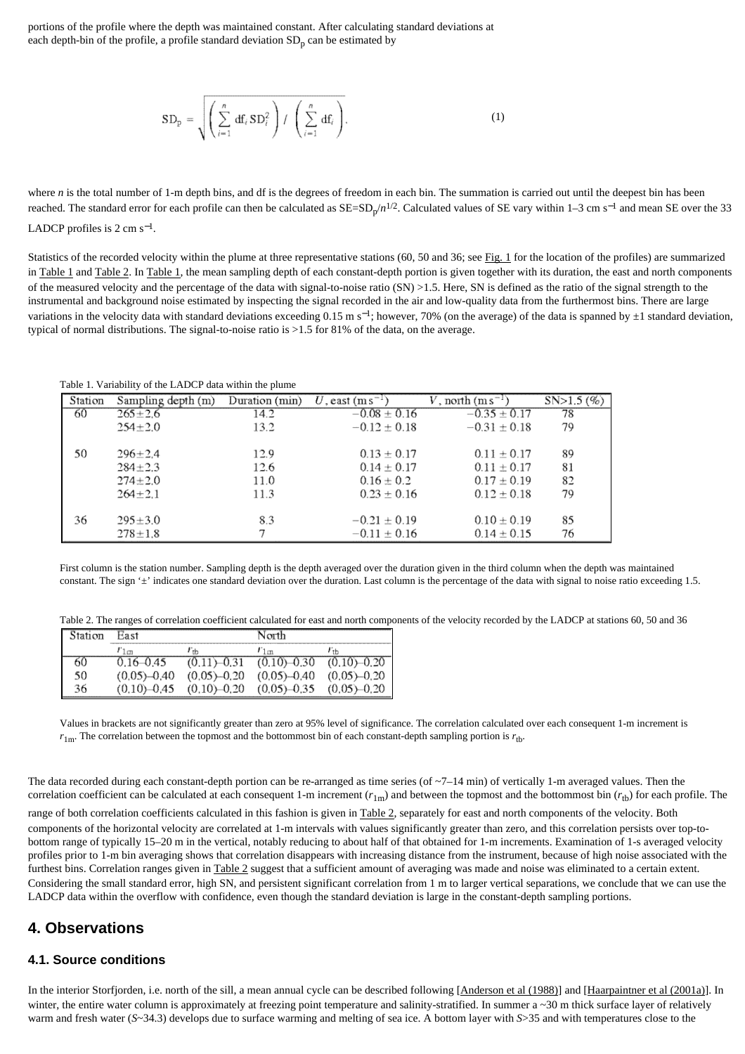portions of the profile where the depth was maintained constant. After calculating standard deviations at each depth-bin of the profile, a profile standard deviation $SD_p$ can be estimated by

$$SD_p = \sqrt{\left(\sum_{i=1}^{n} df_i\, SD_i^2\right) \Big/ \left(\sum_{i=1}^{n} df_i\right)}. \quad (1)$$

where $n$ is the total number of 1-m depth bins, and df is the degrees of freedom in each bin. The summation is carried out until the deepest bin has been reached. The standard error for each profile can then be calculated as $SE=SD_p/n^{1/2}$. Calculated values of SE vary within 1–3 cm $s^{-1}$ and mean SE over the 33 LADCP profiles is 2 cm $s^{-1}$.

Statistics of the recorded velocity within the plume at three representative stations (60, 50 and 36; see Fig. 1 for the location of the profiles) are summarized in Table 1 and Table 2. In Table 1, the mean sampling depth of each constant-depth portion is given together with its duration, the east and north components of the measured velocity and the percentage of the data with signal-to-noise ratio (SN) >1.5. Here, SN is defined as the ratio of the signal strength to the instrumental and background noise estimated by inspecting the signal recorded in the air and low-quality data from the furthermost bins. There are large variations in the velocity data with standard deviations exceeding 0.15 m $s^{-1}$; however, 70% (on the average) of the data is spanned by ±1 standard deviation, typical of normal distributions. The signal-to-noise ratio is >1.5 for 81% of the data, on the average.

Table 1. Variability of the LADCP data within the plume

| Station | Sampling depth (m) | Duration (min) | $U$, east (m $s^{-1}$) | $V$, north (m $s^{-1}$) | SN>1.5 (%) |
|---|---|---|---|---|---|
| 60 | 265±2.6 | 14.2 | −0.08 ± 0.16 | −0.35 ± 0.17 | 78 |
| | 254±2.0 | 13.2 | −0.12 ± 0.18 | −0.31 ± 0.18 | 79 |
| 50 | 296±2.4 | 12.9 | 0.13 ± 0.17 | 0.11 ± 0.17 | 89 |
| | 284±2.3 | 12.6 | 0.14 ± 0.17 | 0.11 ± 0.17 | 81 |
| | 274±2.0 | 11.0 | 0.16 ± 0.2 | 0.17 ± 0.19 | 82 |
| | 264±2.1 | 11.3 | 0.23 ± 0.16 | 0.12 ± 0.18 | 79 |
| 36 | 295±3.0 | 8.3 | −0.21 ± 0.19 | 0.10 ± 0.19 | 85 |
| | 278±1.8 | 7 | −0.11 ± 0.16 | 0.14 ± 0.15 | 76 |

First column is the station number. Sampling depth is the depth averaged over the duration given in the third column when the depth was maintained constant. The sign '±' indicates one standard deviation over the duration. Last column is the percentage of the data with signal to noise ratio exceeding 1.5.

Table 2. The ranges of correlation coefficient calculated for east and north components of the velocity recorded by the LADCP at stations 60, 50 and 36

| Station | East | | North | |
|---|---|---|---|---|
| | $r_{1m}$ | $r_{tb}$ | $r_{1m}$ | $r_{tb}$ |
| 60 | 0.16–0.45 | (0.11)–0.31 | (0.10)–0.30 | (0.10)–0.20 |
| 50 | (0.05)–0.40 | (0.05)–0.20 | (0.05)–0.40 | (0.05)–0.20 |
| 36 | (0.10)–0.45 | (0.10)–0.20 | (0.05)–0.35 | (0.05)–0.20 |

Values in brackets are not significantly greater than zero at 95% level of significance. The correlation calculated over each consequent 1-m increment is $r_{1m}$. The correlation between the topmost and the bottommost bin of each constant-depth sampling portion is $r_{tb}$.

The data recorded during each constant-depth portion can be re-arranged as time series (of ~7–14 min) of vertically 1-m averaged values. Then the correlation coefficient can be calculated at each consequent 1-m increment ($r_{1m}$) and between the topmost and the bottommost bin ($r_{tb}$) for each profile. The range of both correlation coefficients calculated in this fashion is given in Table 2, separately for east and north components of the velocity. Both components of the horizontal velocity are correlated at 1-m intervals with values significantly greater than zero, and this correlation persists over top-to-bottom range of typically 15–20 m in the vertical, notably reducing to about half of that obtained for 1-m increments. Examination of 1-s averaged velocity profiles prior to 1-m bin averaging shows that correlation disappears with increasing distance from the instrument, because of high noise associated with the furthest bins. Correlation ranges given in Table 2 suggest that a sufficient amount of averaging was made and noise was eliminated to a certain extent. Considering the small standard error, high SN, and persistent significant correlation from 1 m to larger vertical separations, we conclude that we can use the LADCP data within the overflow with confidence, even though the standard deviation is large in the constant-depth sampling portions.

## 4. Observations

### 4.1. Source conditions

In the interior Storfjorden, i.e. north of the sill, a mean annual cycle can be described following [Anderson et al (1988)] and [Haarpaintner et al (2001a)]. In winter, the entire water column is approximately at freezing point temperature and salinity-stratified. In summer a ~30 m thick surface layer of relatively warm and fresh water ($S$~34.3) develops due to surface warming and melting of sea ice. A bottom layer with $S$>35 and with temperatures close to the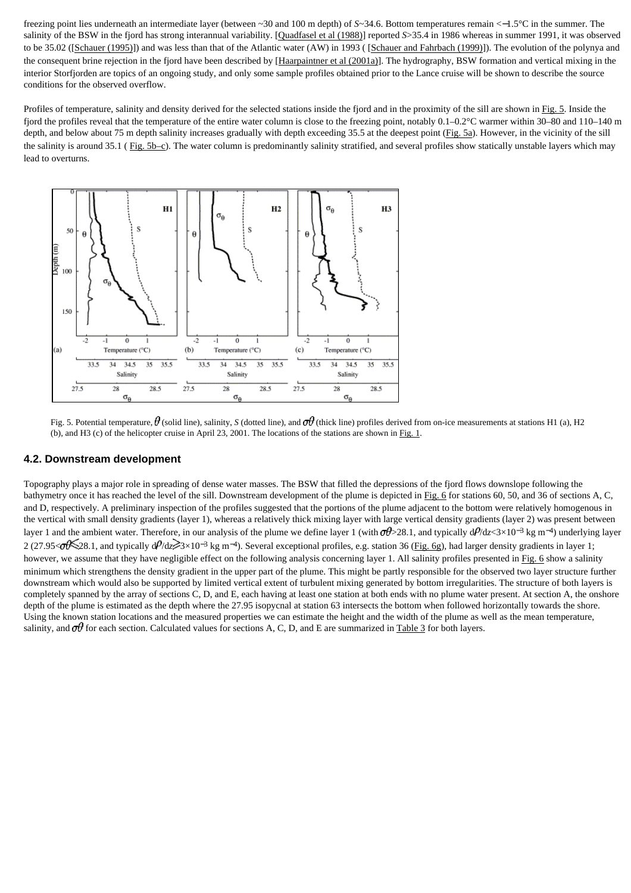freezing point lies underneath an intermediate layer (between ~30 and 100 m depth) of *S*~34.6. Bottom temperatures remain <−1.5°C in the summer. The salinity of the BSW in the fjord has strong interannual variability. [Quadfasel et al (1988)] reported *S*>35.4 in 1986 whereas in summer 1991, it was observed to be 35.02 ([Schauer (1995)]) and was less than that of the Atlantic water (AW) in 1993 ( [Schauer and Fahrbach (1999)]). The evolution of the polynya and the consequent brine rejection in the fjord have been described by [Haarpaintner et al (2001a)]. The hydrography, BSW formation and vertical mixing in the interior Storfjorden are topics of an ongoing study, and only some sample profiles obtained prior to the Lance cruise will be shown to describe the source conditions for the observed overflow.

Profiles of temperature, salinity and density derived for the selected stations inside the fjord and in the proximity of the sill are shown in Fig. 5. Inside the fjord the profiles reveal that the temperature of the entire water column is close to the freezing point, notably 0.1–0.2°C warmer within 30–80 and 110–140 m depth, and below about 75 m depth salinity increases gradually with depth exceeding 35.5 at the deepest point (Fig. 5a). However, in the vicinity of the sill the salinity is around 35.1 ( Fig. 5b–c). The water column is predominantly salinity stratified, and several profiles show statically unstable layers which may lead to overturns.

Fig. 5. Potential temperature, $\theta$ (solid line), salinity, *S* (dotted line), and $\sigma_\theta$ (thick line) profiles derived from on-ice measurements at stations H1 (a), H2 (b), and H3 (c) of the helicopter cruise in April 23, 2001. The locations of the stations are shown in Fig. 1.

### 4.2. Downstream development

Topography plays a major role in spreading of dense water masses. The BSW that filled the depressions of the fjord flows downslope following the bathymetry once it has reached the level of the sill. Downstream development of the plume is depicted in Fig. 6 for stations 60, 50, and 36 of sections A, C, and D, respectively. A preliminary inspection of the profiles suggested that the portions of the plume adjacent to the bottom were relatively homogenous in the vertical with small density gradients (layer 1), whereas a relatively thick mixing layer with large vertical density gradients (layer 2) was present between layer 1 and the ambient water. Therefore, in our analysis of the plume we define layer 1 (with $\sigma_\theta$>28.1, and typically $d\rho/dz<3\times10^{-3}$ kg m$^{-4}$) underlying layer 2 ($27.95<\sigma_\theta\leqslant28.1$, and typically $d\rho/dz\geqslant3\times10^{-3}$ kg m$^{-4}$). Several exceptional profiles, e.g. station 36 (Fig. 6g), had larger density gradients in layer 1; however, we assume that they have negligible effect on the following analysis concerning layer 1. All salinity profiles presented in Fig. 6 show a salinity minimum which strengthens the density gradient in the upper part of the plume. This might be partly responsible for the observed two layer structure further downstream which would also be supported by limited vertical extent of turbulent mixing generated by bottom irregularities. The structure of both layers is completely spanned by the array of sections C, D, and E, each having at least one station at both ends with no plume water present. At section A, the onshore depth of the plume is estimated as the depth where the 27.95 isopycnal at station 63 intersects the bottom when followed horizontally towards the shore. Using the known station locations and the measured properties we can estimate the height and the width of the plume as well as the mean temperature, salinity, and $\sigma_\theta$ for each section. Calculated values for sections A, C, D, and E are summarized in Table 3 for both layers.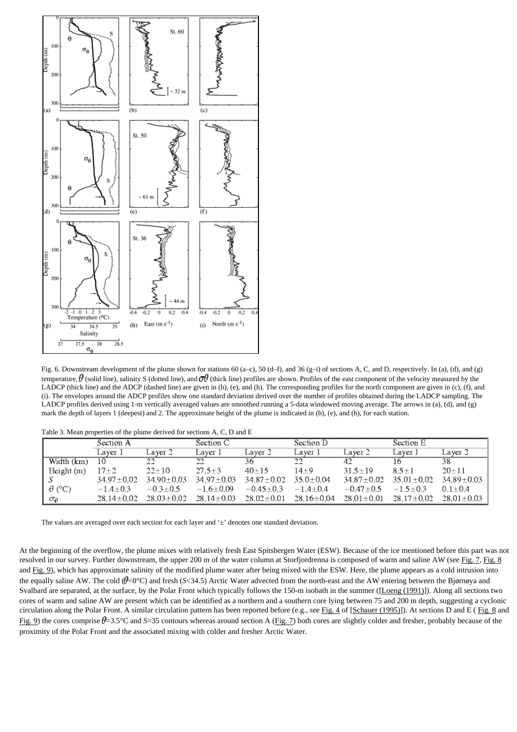Fig. 6. Downstream development of the plume shown for stations 60 (a–c), 50 (d–f), and 36 (g–i) of sections A, C, and D, respectively. In (a), (d), and (g) temperature, $\theta$ (solid line), salinity S (dotted line), and $\sigma\theta$ (thick line) profiles are shown. Profiles of the east component of the velocity measured by the LADCP (thick line) and the ADCP (dashed line) are given in (b), (e), and (h). The corresponding profiles for the north component are given in (c), (f), and (i). The envelopes around the ADCP profiles show one standard deviation derived over the number of profiles obtained during the LADCP sampling. The LADCP profiles derived using 1-m vertically averaged values are smoothed running a 5-data windowed moving average. The arrows in (a), (d), and (g) mark the depth of layers 1 (deepest) and 2. The approximate height of the plume is indicated in (b), (e), and (h), for each station.

Table 3. Mean properties of the plume derived for sections A, C, D and E

| | Section A | | Section C | | Section D | | Section E | |
|---|---|---|---|---|---|---|---|---|
| | Layer 1 | Layer 2 | Layer 1 | Layer 2 | Layer 1 | Layer 2 | Layer 1 | Layer 2 |
| Width (km) | 10 | 22 | 22 | 36 | 22 | 42 | 16 | 38 |
| Height (m) | 17±2 | 22±10 | 27.5±3 | 40±15 | 14±9 | 31.5±19 | 8.5±1 | 20±11 |
| $S$ | 34.97±0.02 | 34.90±0.03 | 34.97±0.03 | 34.87±0.02 | 35.0±0.04 | 34.87±0.02 | 35.01±0.02 | 34.89±0.03 |
| $\theta$ (°C) | −1.4±0.3 | −0.3±0.5 | −1.6±0.09 | −0.45±0.3 | −1.4±0.4 | −0.47±0.5 | −1.5±0.3 | 0.1±0.4 |
| $\sigma_\theta$ | 28.14±0.02 | 28.03±0.02 | 28.14±0.03 | 28.02±0.01 | 28.16±0.04 | 28.01±0.01 | 28.17±0.02 | 28.01±0.03 |

The values are averaged over each section for each layer and '±' denotes one standard deviation.

At the beginning of the overflow, the plume mixes with relatively fresh East Spitsbergen Water (ESW). Because of the ice mentioned before this part was not resolved in our survey. Further downstream, the upper 200 m of the water column at Storfjordrenna is composed of warm and saline AW (see Fig. 7, Fig. 8 and Fig. 9), which has approximate salinity of the modified plume water after being mixed with the ESW. Here, the plume appears as a cold intrusion into the equally saline AW. The cold ($\theta$<0°C) and fresh ($S$<34.5) Arctic Water advected from the north-east and the AW entering between the Bjørnøya and Svalbard are separated, at the surface, by the Polar Front which typically follows the 150-m isobath in the summer ([Loeng (1991)]). Along all sections two cores of warm and saline AW are present which can be identified as a northern and a southern core lying between 75 and 200 m depth, suggesting a cyclonic circulation along the Polar Front. A similar circulation pattern has been reported before (e.g., see Fig. 4 of [Schauer (1995)]). At sections D and E ( Fig. 8 and Fig. 9) the cores comprise $\theta$=3.5°C and $S$=35 contours whereas around section A (Fig. 7) both cores are slightly colder and fresher, probably because of the proximity of the Polar Front and the associated mixing with colder and fresher Arctic Water.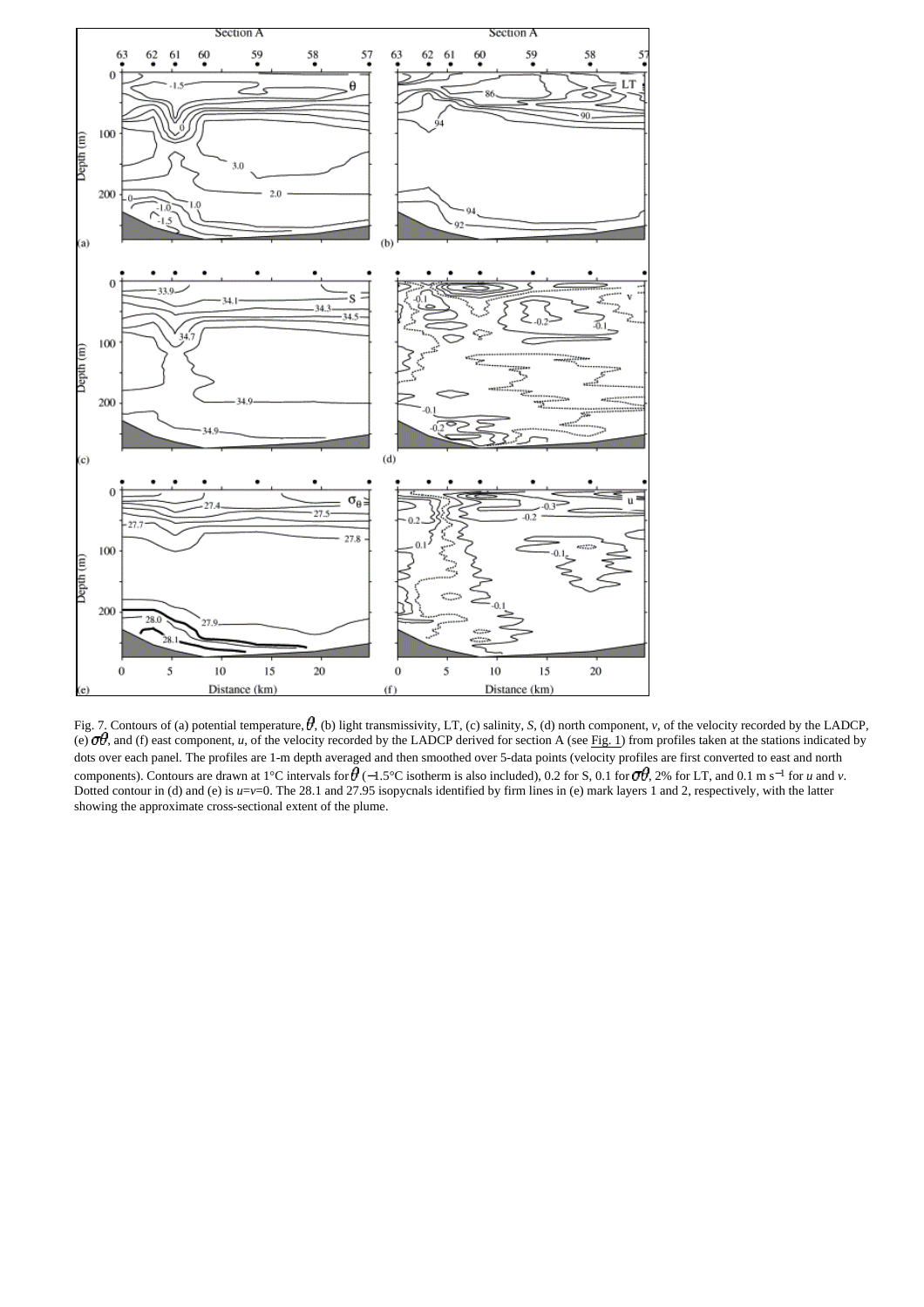Fig. 7. Contours of (a) potential temperature, $\theta$, (b) light transmissivity, LT, (c) salinity, *S*, (d) north component, *v*, of the velocity recorded by the LADCP, (e) $\sigma\theta$, and (f) east component, *u*, of the velocity recorded by the LADCP derived for section A (see Fig. 1) from profiles taken at the stations indicated by dots over each panel. The profiles are 1-m depth averaged and then smoothed over 5-data points (velocity profiles are first converted to east and north components). Contours are drawn at 1°C intervals for $\theta$ (−1.5°C isotherm is also included), 0.2 for S, 0.1 for $\sigma\theta$, 2% for LT, and 0.1 m s$^{-1}$ for *u* and *v*. Dotted contour in (d) and (e) is *u*=*v*=0. The 28.1 and 27.95 isopycnals identified by firm lines in (e) mark layers 1 and 2, respectively, with the latter showing the approximate cross-sectional extent of the plume.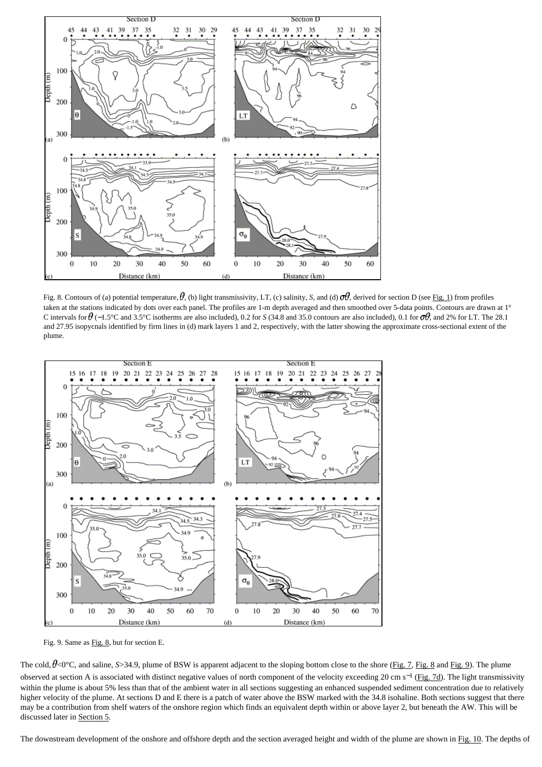Fig. 8. Contours of (a) potential temperature, $\theta$, (b) light transmissivity, LT, (c) salinity, *S*, and (d) $\sigma\theta$, derived for section D (see Fig. 1) from profiles taken at the stations indicated by dots over each panel. The profiles are 1-m depth averaged and then smoothed over 5-data points. Contours are drawn at 1° C intervals for $\theta$ (−1.5°C and 3.5°C isotherms are also included), 0.2 for *S* (34.8 and 35.0 contours are also included), 0.1 for $\sigma\theta$, and 2% for LT. The 28.1 and 27.95 isopycnals identified by firm lines in (d) mark layers 1 and 2, respectively, with the latter showing the approximate cross-sectional extent of the plume.

Fig. 9. Same as Fig. 8, but for section E.

The cold, $\theta$<0°C, and saline, *S*>34.9, plume of BSW is apparent adjacent to the sloping bottom close to the shore (Fig. 7, Fig. 8 and Fig. 9). The plume observed at section A is associated with distinct negative values of north component of the velocity exceeding 20 cm s$^{-1}$ (Fig. 7d). The light transmissivity within the plume is about 5% less than that of the ambient water in all sections suggesting an enhanced suspended sediment concentration due to relatively higher velocity of the plume. At sections D and E there is a patch of water above the BSW marked with the 34.8 isohaline. Both sections suggest that there may be a contribution from shelf waters of the onshore region which finds an equivalent depth within or above layer 2, but beneath the AW. This will be discussed later in Section 5.

The downstream development of the onshore and offshore depth and the section averaged height and width of the plume are shown in Fig. 10. The depths of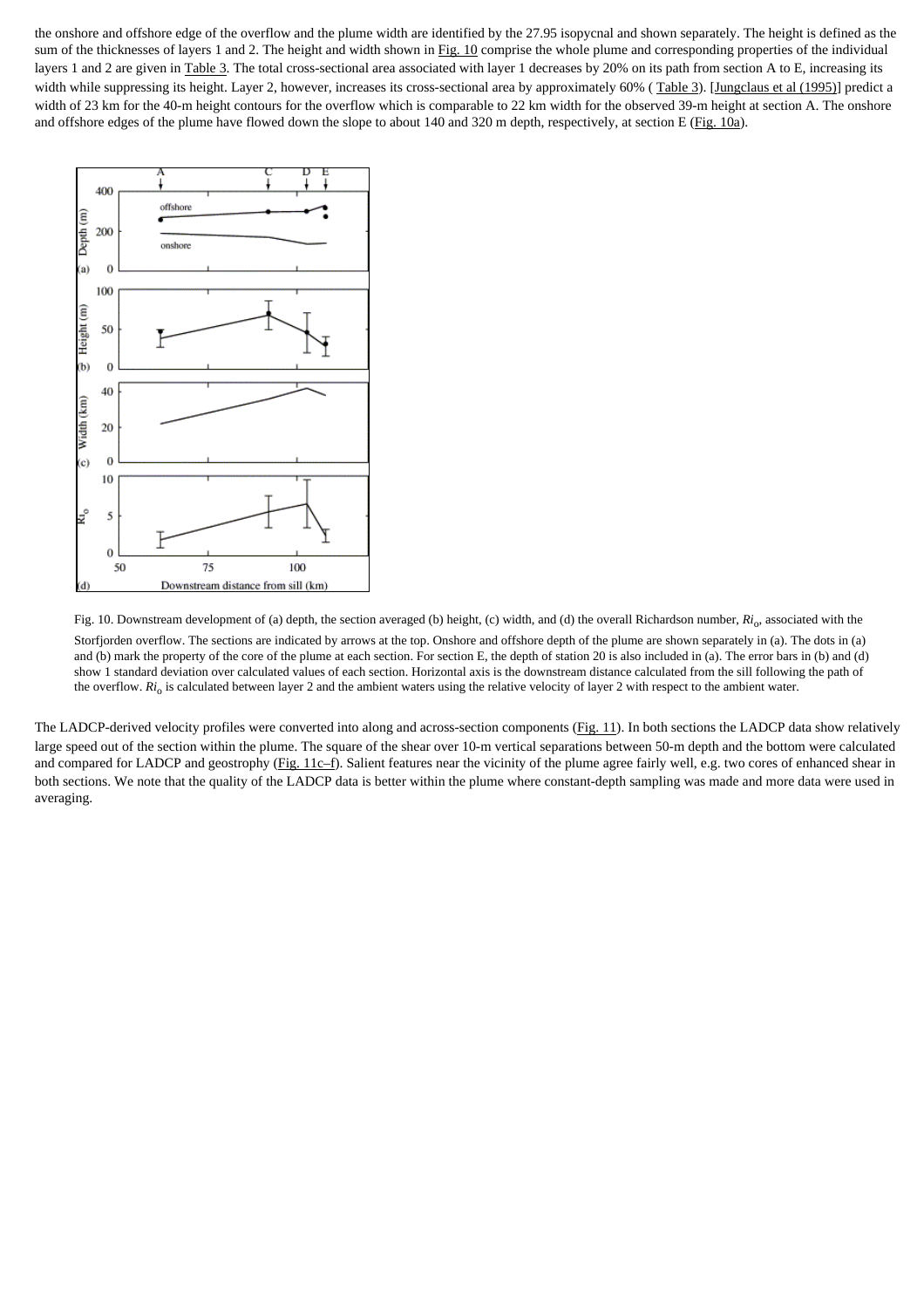the onshore and offshore edge of the overflow and the plume width are identified by the 27.95 isopycnal and shown separately. The height is defined as the sum of the thicknesses of layers 1 and 2. The height and width shown in Fig. 10 comprise the whole plume and corresponding properties of the individual layers 1 and 2 are given in Table 3. The total cross-sectional area associated with layer 1 decreases by 20% on its path from section A to E, increasing its width while suppressing its height. Layer 2, however, increases its cross-sectional area by approximately 60% ( Table 3). [Jungclaus et al (1995)] predict a width of 23 km for the 40-m height contours for the overflow which is comparable to 22 km width for the observed 39-m height at section A. The onshore and offshore edges of the plume have flowed down the slope to about 140 and 320 m depth, respectively, at section E (Fig. 10a).

Fig. 10. Downstream development of (a) depth, the section averaged (b) height, (c) width, and (d) the overall Richardson number, $Ri_o$, associated with the Storfjorden overflow. The sections are indicated by arrows at the top. Onshore and offshore depth of the plume are shown separately in (a). The dots in (a) and (b) mark the property of the core of the plume at each section. For section E, the depth of station 20 is also included in (a). The error bars in (b) and (d) show 1 standard deviation over calculated values of each section. Horizontal axis is the downstream distance calculated from the sill following the path of the overflow. $Ri_o$ is calculated between layer 2 and the ambient waters using the relative velocity of layer 2 with respect to the ambient water.

The LADCP-derived velocity profiles were converted into along and across-section components (Fig. 11). In both sections the LADCP data show relatively large speed out of the section within the plume. The square of the shear over 10-m vertical separations between 50-m depth and the bottom were calculated and compared for LADCP and geostrophy (Fig. 11c–f). Salient features near the vicinity of the plume agree fairly well, e.g. two cores of enhanced shear in both sections. We note that the quality of the LADCP data is better within the plume where constant-depth sampling was made and more data were used in averaging.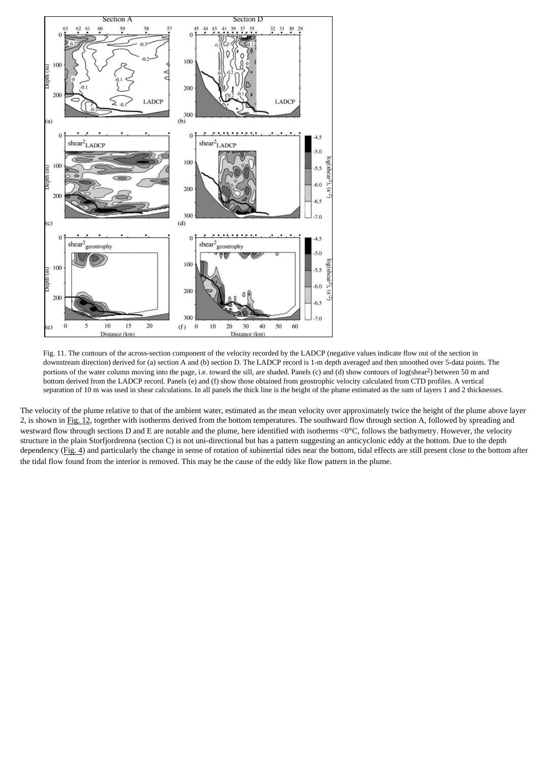Fig. 11. The contours of the across-section component of the velocity recorded by the LADCP (negative values indicate flow out of the section in downstream direction) derived for (a) section A and (b) section D. The LADCP record is 1-m depth averaged and then smoothed over 5-data points. The portions of the water column moving into the page, i.e. toward the sill, are shaded. Panels (c) and (d) show contours of log(shear$^2$) between 50 m and bottom derived from the LADCP record. Panels (e) and (f) show those obtained from geostrophic velocity calculated from CTD profiles. A vertical separation of 10 m was used in shear calculations. In all panels the thick line is the height of the plume estimated as the sum of layers 1 and 2 thicknesses.

The velocity of the plume relative to that of the ambient water, estimated as the mean velocity over approximately twice the height of the plume above layer 2, is shown in Fig. 12, together with isotherms derived from the bottom temperatures. The southward flow through section A, followed by spreading and westward flow through sections D and E are notable and the plume, here identified with isotherms <0°C, follows the bathymetry. However, the velocity structure in the plain Storfjordrenna (section C) is not uni-directional but has a pattern suggesting an anticyclonic eddy at the bottom. Due to the depth dependency (Fig. 4) and particularly the change in sense of rotation of subinertial tides near the bottom, tidal effects are still present close to the bottom after the tidal flow found from the interior is removed. This may be the cause of the eddy like flow pattern in the plume.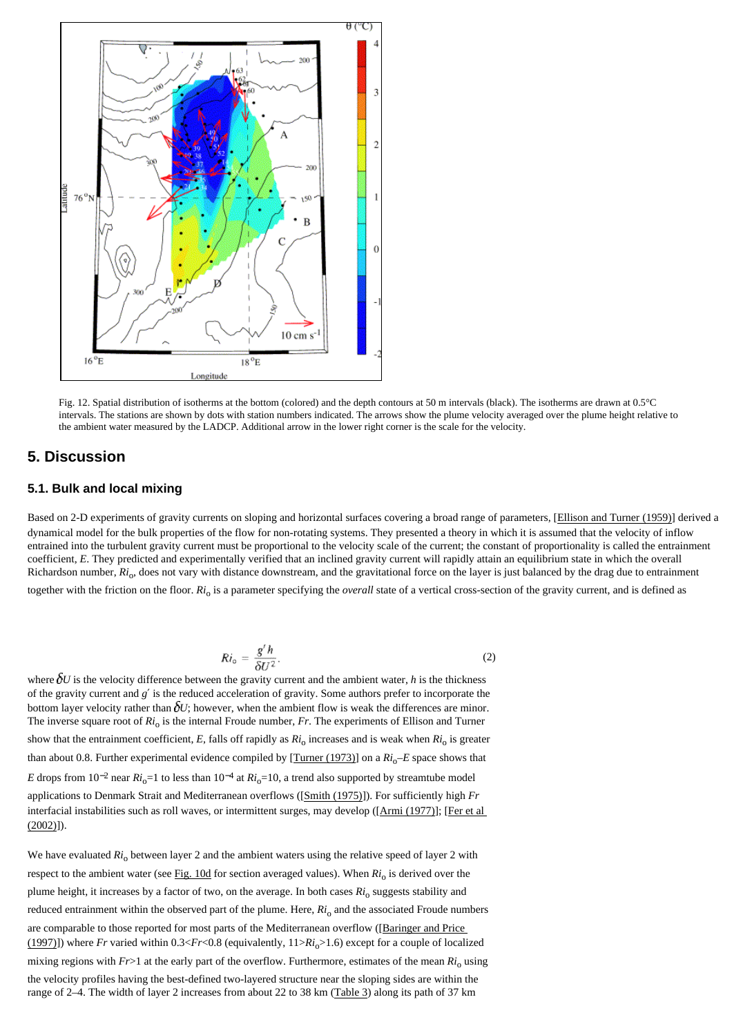Fig. 12. Spatial distribution of isotherms at the bottom (colored) and the depth contours at 50 m intervals (black). The isotherms are drawn at 0.5°C intervals. The stations are shown by dots with station numbers indicated. The arrows show the plume velocity averaged over the plume height relative to the ambient water measured by the LADCP. Additional arrow in the lower right corner is the scale for the velocity.

## 5. Discussion

### 5.1. Bulk and local mixing

Based on 2-D experiments of gravity currents on sloping and horizontal surfaces covering a broad range of parameters, [Ellison and Turner (1959)] derived a dynamical model for the bulk properties of the flow for non-rotating systems. They presented a theory in which it is assumed that the velocity of inflow entrained into the turbulent gravity current must be proportional to the velocity scale of the current; the constant of proportionality is called the entrainment coefficient, *E*. They predicted and experimentally verified that an inclined gravity current will rapidly attain an equilibrium state in which the overall Richardson number, $Ri_o$, does not vary with distance downstream, and the gravitational force on the layer is just balanced by the drag due to entrainment together with the friction on the floor. $Ri_o$ is a parameter specifying the *overall* state of a vertical cross-section of the gravity current, and is defined as

$$Ri_o = \frac{g' h}{\delta U^2}. \tag{2}$$

where $\delta U$ is the velocity difference between the gravity current and the ambient water, *h* is the thickness of the gravity current and $g'$ is the reduced acceleration of gravity. Some authors prefer to incorporate the bottom layer velocity rather than $\delta U$; however, when the ambient flow is weak the differences are minor. The inverse square root of $Ri_o$ is the internal Froude number, *Fr*. The experiments of Ellison and Turner show that the entrainment coefficient, *E*, falls off rapidly as $Ri_o$ increases and is weak when $Ri_o$ is greater than about 0.8. Further experimental evidence compiled by [Turner (1973)] on a $Ri_o$–*E* space shows that *E* drops from $10^{-2}$ near $Ri_o=1$ to less than $10^{-4}$ at $Ri_o=10$, a trend also supported by streamtube model applications to Denmark Strait and Mediterranean overflows ([Smith (1975)]). For sufficiently high *Fr* interfacial instabilities such as roll waves, or intermittent surges, may develop ([Armi (1977)]; [Fer et al (2002)]).

We have evaluated $Ri_o$ between layer 2 and the ambient waters using the relative speed of layer 2 with respect to the ambient water (see Fig. 10d for section averaged values). When $Ri_o$ is derived over the plume height, it increases by a factor of two, on the average. In both cases $Ri_o$ suggests stability and reduced entrainment within the observed part of the plume. Here, $Ri_o$ and the associated Froude numbers are comparable to those reported for most parts of the Mediterranean overflow ([Baringer and Price (1997)]) where *Fr* varied within $0.3<Fr<0.8$ (equivalently, $11>Ri_o>1.6$) except for a couple of localized mixing regions with $Fr>1$ at the early part of the overflow. Furthermore, estimates of the mean $Ri_o$ using the velocity profiles having the best-defined two-layered structure near the sloping sides are within the range of 2–4. The width of layer 2 increases from about 22 to 38 km (Table 3) along its path of 37 km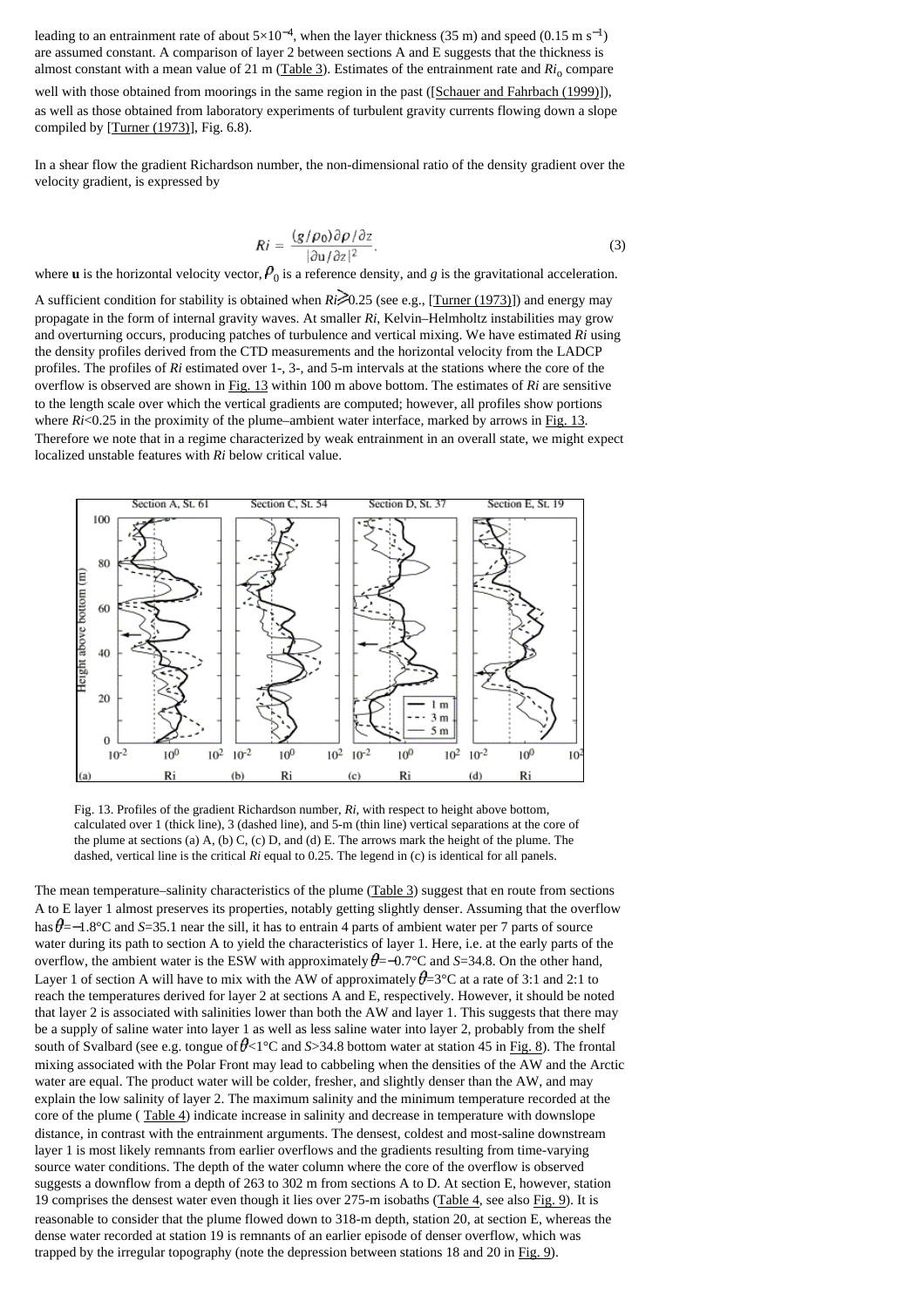leading to an entrainment rate of about $5\times10^{-4}$, when the layer thickness (35 m) and speed (0.15 m $s^{-1}$) are assumed constant. A comparison of layer 2 between sections A and E suggests that the thickness is almost constant with a mean value of 21 m (Table 3). Estimates of the entrainment rate and $Ri_0$ compare well with those obtained from moorings in the same region in the past ([Schauer and Fahrbach (1999)]), as well as those obtained from laboratory experiments of turbulent gravity currents flowing down a slope compiled by [Turner (1973)], Fig. 6.8).

In a shear flow the gradient Richardson number, the non-dimensional ratio of the density gradient over the velocity gradient, is expressed by

$$Ri = \frac{(g/\rho_0)\partial\rho/\partial z}{|\partial \mathbf{u}/\partial z|^2}. \tag{3}$$

where **u** is the horizontal velocity vector, $\rho_0$ is a reference density, and $g$ is the gravitational acceleration.

A sufficient condition for stability is obtained when $Ri \gtrsim 0.25$ (see e.g., [Turner (1973)]) and energy may propagate in the form of internal gravity waves. At smaller *Ri*, Kelvin–Helmholtz instabilities may grow and overturning occurs, producing patches of turbulence and vertical mixing. We have estimated *Ri* using the density profiles derived from the CTD measurements and the horizontal velocity from the LADCP profiles. The profiles of *Ri* estimated over 1-, 3-, and 5-m intervals at the stations where the core of the overflow is observed are shown in Fig. 13 within 100 m above bottom. The estimates of *Ri* are sensitive to the length scale over which the vertical gradients are computed; however, all profiles show portions where $Ri<0.25$ in the proximity of the plume–ambient water interface, marked by arrows in Fig. 13. Therefore we note that in a regime characterized by weak entrainment in an overall state, we might expect localized unstable features with *Ri* below critical value.

Fig. 13. Profiles of the gradient Richardson number, *Ri*, with respect to height above bottom, calculated over 1 (thick line), 3 (dashed line), and 5-m (thin line) vertical separations at the core of the plume at sections (a) A, (b) C, (c) D, and (d) E. The arrows mark the height of the plume. The dashed, vertical line is the critical *Ri* equal to 0.25. The legend in (c) is identical for all panels.

The mean temperature–salinity characteristics of the plume (Table 3) suggest that en route from sections A to E layer 1 almost preserves its properties, notably getting slightly denser. Assuming that the overflow has $\theta=-1.8$°C and $S=35.1$ near the sill, it has to entrain 4 parts of ambient water per 7 parts of source water during its path to section A to yield the characteristics of layer 1. Here, i.e. at the early parts of the overflow, the ambient water is the ESW with approximately $\theta=-0.7$°C and $S=34.8$. On the other hand, Layer 1 of section A will have to mix with the AW of approximately $\theta=3$°C at a rate of 3:1 and 2:1 to reach the temperatures derived for layer 2 at sections A and E, respectively. However, it should be noted that layer 2 is associated with salinities lower than both the AW and layer 1. This suggests that there may be a supply of saline water into layer 1 as well as less saline water into layer 2, probably from the shelf south of Svalbard (see e.g. tongue of $\theta<1$°C and $S>34.8$ bottom water at station 45 in Fig. 8). The frontal mixing associated with the Polar Front may lead to cabbeling when the densities of the AW and the Arctic water are equal. The product water will be colder, fresher, and slightly denser than the AW, and may explain the low salinity of layer 2. The maximum salinity and the minimum temperature recorded at the core of the plume ( Table 4) indicate increase in salinity and decrease in temperature with downslope distance, in contrast with the entrainment arguments. The densest, coldest and most-saline downstream layer 1 is most likely remnants from earlier overflows and the gradients resulting from time-varying source water conditions. The depth of the water column where the core of the overflow is observed suggests a downflow from a depth of 263 to 302 m from sections A to D. At section E, however, station 19 comprises the densest water even though it lies over 275-m isobaths (Table 4, see also Fig. 9). It is reasonable to consider that the plume flowed down to 318-m depth, station 20, at section E, whereas the dense water recorded at station 19 is remnants of an earlier episode of denser overflow, which was trapped by the irregular topography (note the depression between stations 18 and 20 in Fig. 9).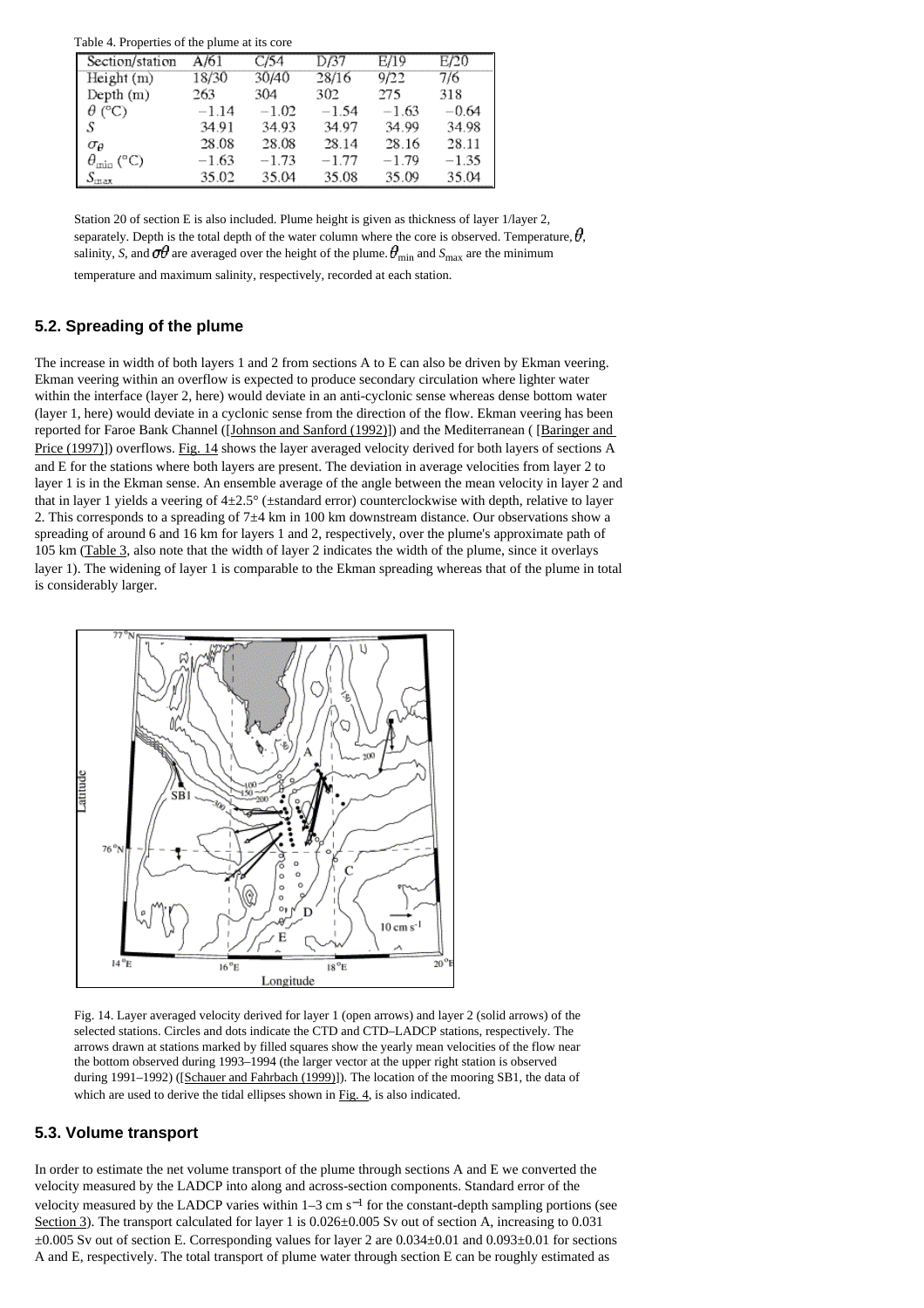Table 4. Properties of the plume at its core

| Section/station | A/61 | C/54 | D/37 | E/19 | E/20 |
|---|---|---|---|---|---|
| Height (m) | 18/30 | 30/40 | 28/16 | 9/22 | 7/6 |
| Depth (m) | 263 | 304 | 302 | 275 | 318 |
| $\theta$ (°C) | −1.14 | −1.02 | −1.54 | −1.63 | −0.64 |
| $S$ | 34.91 | 34.93 | 34.97 | 34.99 | 34.98 |
| $\sigma_\theta$ | 28.08 | 28.08 | 28.14 | 28.16 | 28.11 |
| $\theta_{min}$ (°C) | −1.63 | −1.73 | −1.77 | −1.79 | −1.35 |
| $S_{max}$ | 35.02 | 35.04 | 35.08 | 35.09 | 35.04 |

Station 20 of section E is also included. Plume height is given as thickness of layer 1/layer 2, separately. Depth is the total depth of the water column where the core is observed. Temperature, $\theta$, salinity, $S$, and $\sigma\theta$ are averaged over the height of the plume. $\theta_{min}$ and $S_{max}$ are the minimum temperature and maximum salinity, respectively, recorded at each station.

### 5.2. Spreading of the plume

The increase in width of both layers 1 and 2 from sections A to E can also be driven by Ekman veering. Ekman veering within an overflow is expected to produce secondary circulation where lighter water within the interface (layer 2, here) would deviate in an anti-cyclonic sense whereas dense bottom water (layer 1, here) would deviate in a cyclonic sense from the direction of the flow. Ekman veering has been reported for Faroe Bank Channel ([Johnson and Sanford (1992)]) and the Mediterranean ( [Baringer and Price (1997)]) overflows. Fig. 14 shows the layer averaged velocity derived for both layers of sections A and E for the stations where both layers are present. The deviation in average velocities from layer 2 to layer 1 is in the Ekman sense. An ensemble average of the angle between the mean velocity in layer 2 and that in layer 1 yields a veering of 4±2.5° (±standard error) counterclockwise with depth, relative to layer 2. This corresponds to a spreading of 7±4 km in 100 km downstream distance. Our observations show a spreading of around 6 and 16 km for layers 1 and 2, respectively, over the plume's approximate path of 105 km (Table 3, also note that the width of layer 2 indicates the width of the plume, since it overlays layer 1). The widening of layer 1 is comparable to the Ekman spreading whereas that of the plume in total is considerably larger.

Fig. 14. Layer averaged velocity derived for layer 1 (open arrows) and layer 2 (solid arrows) of the selected stations. Circles and dots indicate the CTD and CTD–LADCP stations, respectively. The arrows drawn at stations marked by filled squares show the yearly mean velocities of the flow near the bottom observed during 1993–1994 (the larger vector at the upper right station is observed during 1991–1992) ([Schauer and Fahrbach (1999)]). The location of the mooring SB1, the data of which are used to derive the tidal ellipses shown in Fig. 4, is also indicated.

### 5.3. Volume transport

In order to estimate the net volume transport of the plume through sections A and E we converted the velocity measured by the LADCP into along and across-section components. Standard error of the velocity measured by the LADCP varies within 1–3 cm s$^{-1}$ for the constant-depth sampling portions (see Section 3). The transport calculated for layer 1 is 0.026±0.005 Sv out of section A, increasing to 0.031 ±0.005 Sv out of section E. Corresponding values for layer 2 are 0.034±0.01 and 0.093±0.01 for sections A and E, respectively. The total transport of plume water through section E can be roughly estimated as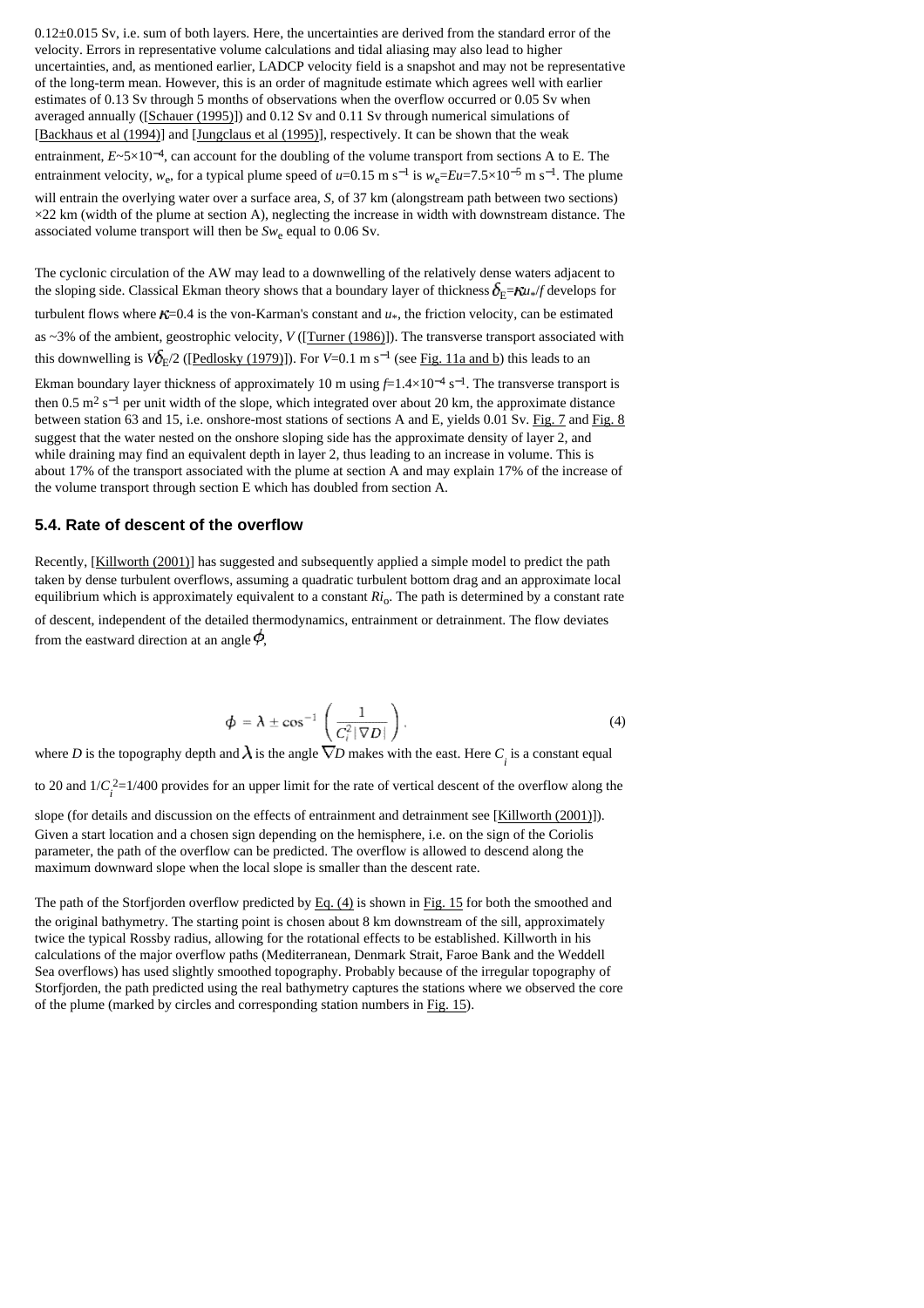0.12±0.015 Sv, i.e. sum of both layers. Here, the uncertainties are derived from the standard error of the velocity. Errors in representative volume calculations and tidal aliasing may also lead to higher uncertainties, and, as mentioned earlier, LADCP velocity field is a snapshot and may not be representative of the long-term mean. However, this is an order of magnitude estimate which agrees well with earlier estimates of 0.13 Sv through 5 months of observations when the overflow occurred or 0.05 Sv when averaged annually ([Schauer (1995)]) and 0.12 Sv and 0.11 Sv through numerical simulations of [Backhaus et al (1994)] and [Jungclaus et al (1995)], respectively. It can be shown that the weak entrainment, $E$~$5\times10^{-4}$, can account for the doubling of the volume transport from sections A to E. The entrainment velocity, $w_e$, for a typical plume speed of $u$=0.15 m s$^{-1}$ is $w_e=Eu=7.5\times10^{-5}$ m s$^{-1}$. The plume will entrain the overlying water over a surface area, $S$, of 37 km (alongstream path between two sections) ×22 km (width of the plume at section A), neglecting the increase in width with downstream distance. The associated volume transport will then be $Sw_e$ equal to 0.06 Sv.

The cyclonic circulation of the AW may lead to a downwelling of the relatively dense waters adjacent to the sloping side. Classical Ekman theory shows that a boundary layer of thickness $\delta_E=\kappa u_*/f$ develops for turbulent flows where $\kappa$=0.4 is the von-Karman's constant and $u_*$, the friction velocity, can be estimated as ~3% of the ambient, geostrophic velocity, $V$ ([Turner (1986)]). The transverse transport associated with this downwelling is $V\delta_E/2$ ([Pedlosky (1979)]). For $V$=0.1 m s$^{-1}$ (see Fig. 11a and b) this leads to an Ekman boundary layer thickness of approximately 10 m using $f=1.4\times10^{-4}$ s$^{-1}$. The transverse transport is then 0.5 m$^2$ s$^{-1}$ per unit width of the slope, which integrated over about 20 km, the approximate distance between station 63 and 15, i.e. onshore-most stations of sections A and E, yields 0.01 Sv. Fig. 7 and Fig. 8 suggest that the water nested on the onshore sloping side has the approximate density of layer 2, and while draining may find an equivalent depth in layer 2, thus leading to an increase in volume. This is about 17% of the transport associated with the plume at section A and may explain 17% of the increase of the volume transport through section E which has doubled from section A.

### 5.4. Rate of descent of the overflow

Recently, [Killworth (2001)] has suggested and subsequently applied a simple model to predict the path taken by dense turbulent overflows, assuming a quadratic turbulent bottom drag and an approximate local equilibrium which is approximately equivalent to a constant $Ri_o$. The path is determined by a constant rate of descent, independent of the detailed thermodynamics, entrainment or detrainment. The flow deviates from the eastward direction at an angle $\phi$,

$$\phi = \lambda \pm \cos^{-1}\left(\frac{1}{C_i^2|\nabla D|}\right). \tag{4}$$

where $D$ is the topography depth and $\lambda$ is the angle $\nabla D$ makes with the east. Here $C_i$ is a constant equal to 20 and $1/C_i^2=1/400$ provides for an upper limit for the rate of vertical descent of the overflow along the slope (for details and discussion on the effects of entrainment and detrainment see [Killworth (2001)]). Given a start location and a chosen sign depending on the hemisphere, i.e. on the sign of the Coriolis parameter, the path of the overflow can be predicted. The overflow is allowed to descend along the maximum downward slope when the local slope is smaller than the descent rate.

The path of the Storfjorden overflow predicted by Eq. (4) is shown in Fig. 15 for both the smoothed and the original bathymetry. The starting point is chosen about 8 km downstream of the sill, approximately twice the typical Rossby radius, allowing for the rotational effects to be established. Killworth in his calculations of the major overflow paths (Mediterranean, Denmark Strait, Faroe Bank and the Weddell Sea overflows) has used slightly smoothed topography. Probably because of the irregular topography of Storfjorden, the path predicted using the real bathymetry captures the stations where we observed the core of the plume (marked by circles and corresponding station numbers in Fig. 15).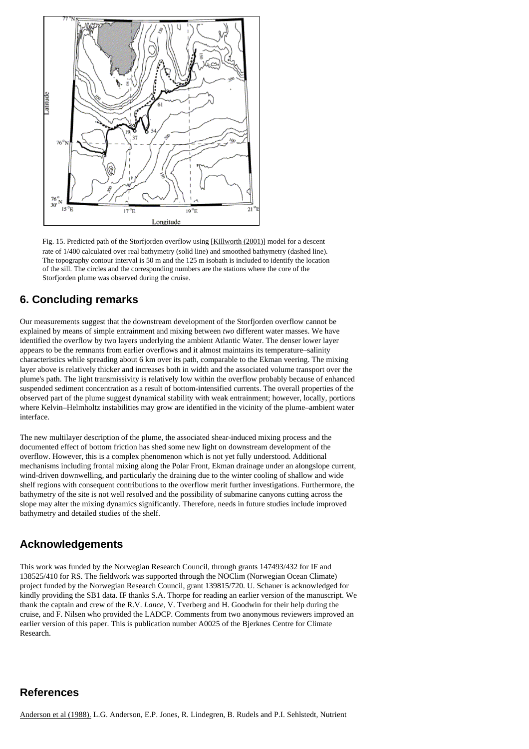Fig. 15. Predicted path of the Storfjorden overflow using [Killworth (2001)] model for a descent rate of 1/400 calculated over real bathymetry (solid line) and smoothed bathymetry (dashed line). The topography contour interval is 50 m and the 125 m isobath is included to identify the location of the sill. The circles and the corresponding numbers are the stations where the core of the Storfjorden plume was observed during the cruise.

## 6. Concluding remarks

Our measurements suggest that the downstream development of the Storfjorden overflow cannot be explained by means of simple entrainment and mixing between *two* different water masses. We have identified the overflow by two layers underlying the ambient Atlantic Water. The denser lower layer appears to be the remnants from earlier overflows and it almost maintains its temperature–salinity characteristics while spreading about 6 km over its path, comparable to the Ekman veering. The mixing layer above is relatively thicker and increases both in width and the associated volume transport over the plume's path. The light transmissivity is relatively low within the overflow probably because of enhanced suspended sediment concentration as a result of bottom-intensified currents. The overall properties of the observed part of the plume suggest dynamical stability with weak entrainment; however, locally, portions where Kelvin–Helmholtz instabilities may grow are identified in the vicinity of the plume–ambient water interface.

The new multilayer description of the plume, the associated shear-induced mixing process and the documented effect of bottom friction has shed some new light on downstream development of the overflow. However, this is a complex phenomenon which is not yet fully understood. Additional mechanisms including frontal mixing along the Polar Front, Ekman drainage under an alongslope current, wind-driven downwelling, and particularly the draining due to the winter cooling of shallow and wide shelf regions with consequent contributions to the overflow merit further investigations. Furthermore, the bathymetry of the site is not well resolved and the possibility of submarine canyons cutting across the slope may alter the mixing dynamics significantly. Therefore, needs in future studies include improved bathymetry and detailed studies of the shelf.

## Acknowledgements

This work was funded by the Norwegian Research Council, through grants 147493/432 for IF and 138525/410 for RS. The fieldwork was supported through the NOClim (Norwegian Ocean Climate) project funded by the Norwegian Research Council, grant 139815/720. U. Schauer is acknowledged for kindly providing the SB1 data. IF thanks S.A. Thorpe for reading an earlier version of the manuscript. We thank the captain and crew of the R.V. *Lance*, V. Tverberg and H. Goodwin for their help during the cruise, and F. Nilsen who provided the LADCP. Comments from two anonymous reviewers improved an earlier version of this paper. This is publication number A0025 of the Bjerknes Centre for Climate Research.

## References

Anderson et al (1988). L.G. Anderson, E.P. Jones, R. Lindegren, B. Rudels and P.I. Sehlstedt, Nutrient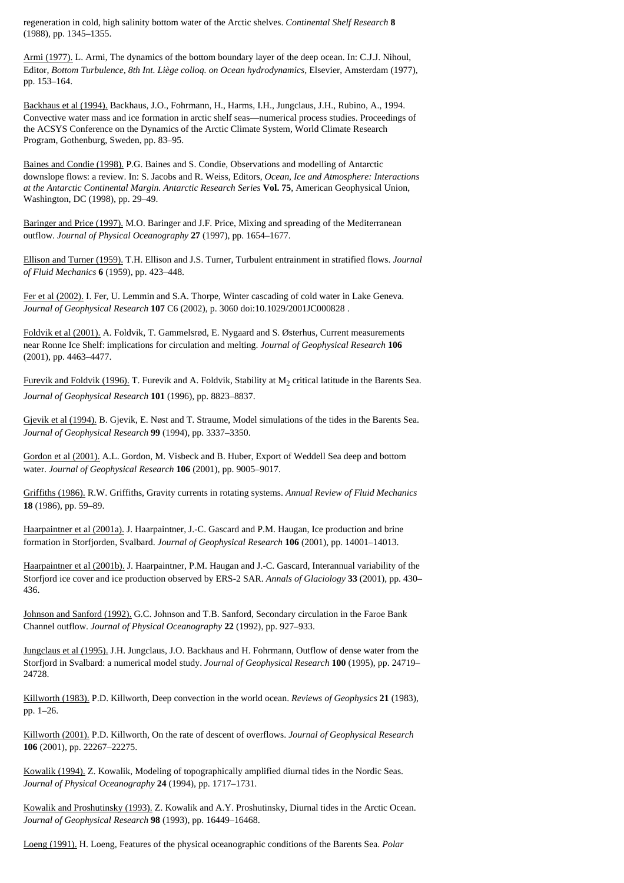regeneration in cold, high salinity bottom water of the Arctic shelves. *Continental Shelf Research* **8** (1988), pp. 1345–1355.

Armi (1977). L. Armi, The dynamics of the bottom boundary layer of the deep ocean. In: C.J.J. Nihoul, Editor, *Bottom Turbulence, 8th Int. Liège colloq. on Ocean hydrodynamics*, Elsevier, Amsterdam (1977), pp. 153–164.

Backhaus et al (1994). Backhaus, J.O., Fohrmann, H., Harms, I.H., Jungclaus, J.H., Rubino, A., 1994. Convective water mass and ice formation in arctic shelf seas—numerical process studies. Proceedings of the ACSYS Conference on the Dynamics of the Arctic Climate System, World Climate Research Program, Gothenburg, Sweden, pp. 83–95.

Baines and Condie (1998). P.G. Baines and S. Condie, Observations and modelling of Antarctic downslope flows: a review. In: S. Jacobs and R. Weiss, Editors, *Ocean, Ice and Atmosphere: Interactions at the Antarctic Continental Margin. Antarctic Research Series* **Vol. 75**, American Geophysical Union, Washington, DC (1998), pp. 29–49.

Baringer and Price (1997). M.O. Baringer and J.F. Price, Mixing and spreading of the Mediterranean outflow. *Journal of Physical Oceanography* **27** (1997), pp. 1654–1677.

Ellison and Turner (1959). T.H. Ellison and J.S. Turner, Turbulent entrainment in stratified flows. *Journal of Fluid Mechanics* **6** (1959), pp. 423–448.

Fer et al (2002). I. Fer, U. Lemmin and S.A. Thorpe, Winter cascading of cold water in Lake Geneva. *Journal of Geophysical Research* **107** C6 (2002), p. 3060 doi:10.1029/2001JC000828 .

Foldvik et al (2001). A. Foldvik, T. Gammelsrød, E. Nygaard and S. Østerhus, Current measurements near Ronne Ice Shelf: implications for circulation and melting. *Journal of Geophysical Research* **106** (2001), pp. 4463–4477.

Furevik and Foldvik (1996). T. Furevik and A. Foldvik, Stability at $M_2$ critical latitude in the Barents Sea. *Journal of Geophysical Research* **101** (1996), pp. 8823–8837.

Gjevik et al (1994). B. Gjevik, E. Nøst and T. Straume, Model simulations of the tides in the Barents Sea. *Journal of Geophysical Research* **99** (1994), pp. 3337–3350.

Gordon et al (2001). A.L. Gordon, M. Visbeck and B. Huber, Export of Weddell Sea deep and bottom water. *Journal of Geophysical Research* **106** (2001), pp. 9005–9017.

Griffiths (1986). R.W. Griffiths, Gravity currents in rotating systems. *Annual Review of Fluid Mechanics* **18** (1986), pp. 59–89.

Haarpaintner et al (2001a). J. Haarpaintner, J.-C. Gascard and P.M. Haugan, Ice production and brine formation in Storfjorden, Svalbard. *Journal of Geophysical Research* **106** (2001), pp. 14001–14013.

Haarpaintner et al (2001b). J. Haarpaintner, P.M. Haugan and J.-C. Gascard, Interannual variability of the Storfjord ice cover and ice production observed by ERS-2 SAR. *Annals of Glaciology* **33** (2001), pp. 430–436.

Johnson and Sanford (1992). G.C. Johnson and T.B. Sanford, Secondary circulation in the Faroe Bank Channel outflow. *Journal of Physical Oceanography* **22** (1992), pp. 927–933.

Jungclaus et al (1995). J.H. Jungclaus, J.O. Backhaus and H. Fohrmann, Outflow of dense water from the Storfjord in Svalbard: a numerical model study. *Journal of Geophysical Research* **100** (1995), pp. 24719–24728.

Killworth (1983). P.D. Killworth, Deep convection in the world ocean. *Reviews of Geophysics* **21** (1983), pp. 1–26.

Killworth (2001). P.D. Killworth, On the rate of descent of overflows. *Journal of Geophysical Research* **106** (2001), pp. 22267–22275.

Kowalik (1994). Z. Kowalik, Modeling of topographically amplified diurnal tides in the Nordic Seas. *Journal of Physical Oceanography* **24** (1994), pp. 1717–1731.

Kowalik and Proshutinsky (1993). Z. Kowalik and A.Y. Proshutinsky, Diurnal tides in the Arctic Ocean. *Journal of Geophysical Research* **98** (1993), pp. 16449–16468.

Loeng (1991). H. Loeng, Features of the physical oceanographic conditions of the Barents Sea. *Polar*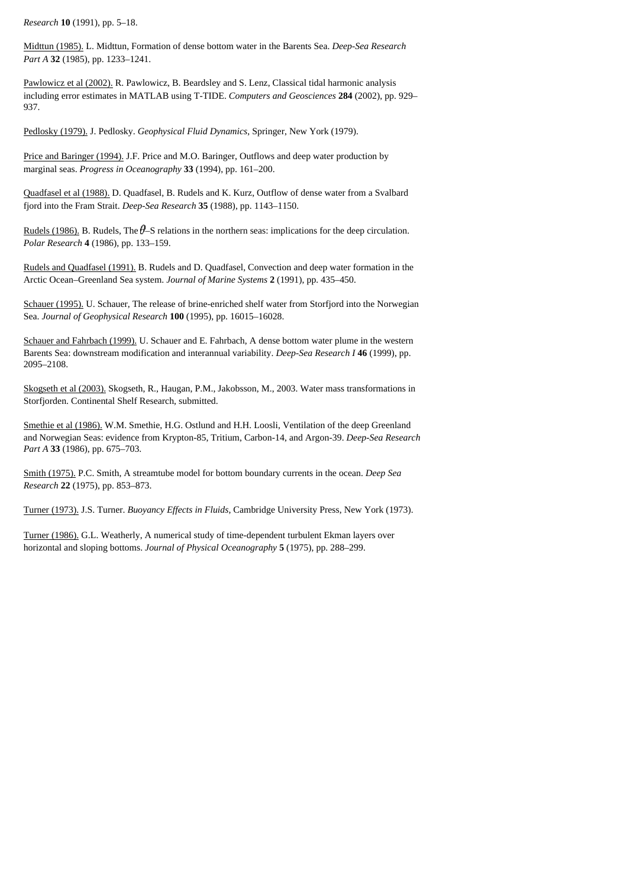*Research* **10** (1991), pp. 5–18.

Midttun (1985). L. Midttun, Formation of dense bottom water in the Barents Sea. *Deep-Sea Research Part A* **32** (1985), pp. 1233–1241.

Pawlowicz et al (2002). R. Pawlowicz, B. Beardsley and S. Lenz, Classical tidal harmonic analysis including error estimates in MATLAB using T-TIDE. *Computers and Geosciences* **284** (2002), pp. 929–937.

Pedlosky (1979). J. Pedlosky. *Geophysical Fluid Dynamics*, Springer, New York (1979).

Price and Baringer (1994). J.F. Price and M.O. Baringer, Outflows and deep water production by marginal seas. *Progress in Oceanography* **33** (1994), pp. 161–200.

Quadfasel et al (1988). D. Quadfasel, B. Rudels and K. Kurz, Outflow of dense water from a Svalbard fjord into the Fram Strait. *Deep-Sea Research* **35** (1988), pp. 1143–1150.

Rudels (1986). B. Rudels, The $\theta$–S relations in the northern seas: implications for the deep circulation. *Polar Research* **4** (1986), pp. 133–159.

Rudels and Quadfasel (1991). B. Rudels and D. Quadfasel, Convection and deep water formation in the Arctic Ocean–Greenland Sea system. *Journal of Marine Systems* **2** (1991), pp. 435–450.

Schauer (1995). U. Schauer, The release of brine-enriched shelf water from Storfjord into the Norwegian Sea. *Journal of Geophysical Research* **100** (1995), pp. 16015–16028.

Schauer and Fahrbach (1999). U. Schauer and E. Fahrbach, A dense bottom water plume in the western Barents Sea: downstream modification and interannual variability. *Deep-Sea Research I* **46** (1999), pp. 2095–2108.

Skogseth et al (2003). Skogseth, R., Haugan, P.M., Jakobsson, M., 2003. Water mass transformations in Storfjorden. Continental Shelf Research, submitted.

Smethie et al (1986). W.M. Smethie, H.G. Ostlund and H.H. Loosli, Ventilation of the deep Greenland and Norwegian Seas: evidence from Krypton-85, Tritium, Carbon-14, and Argon-39. *Deep-Sea Research Part A* **33** (1986), pp. 675–703.

Smith (1975). P.C. Smith, A streamtube model for bottom boundary currents in the ocean. *Deep Sea Research* **22** (1975), pp. 853–873.

Turner (1973). J.S. Turner. *Buoyancy Effects in Fluids*, Cambridge University Press, New York (1973).

Turner (1986). G.L. Weatherly, A numerical study of time-dependent turbulent Ekman layers over horizontal and sloping bottoms. *Journal of Physical Oceanography* **5** (1975), pp. 288–299.